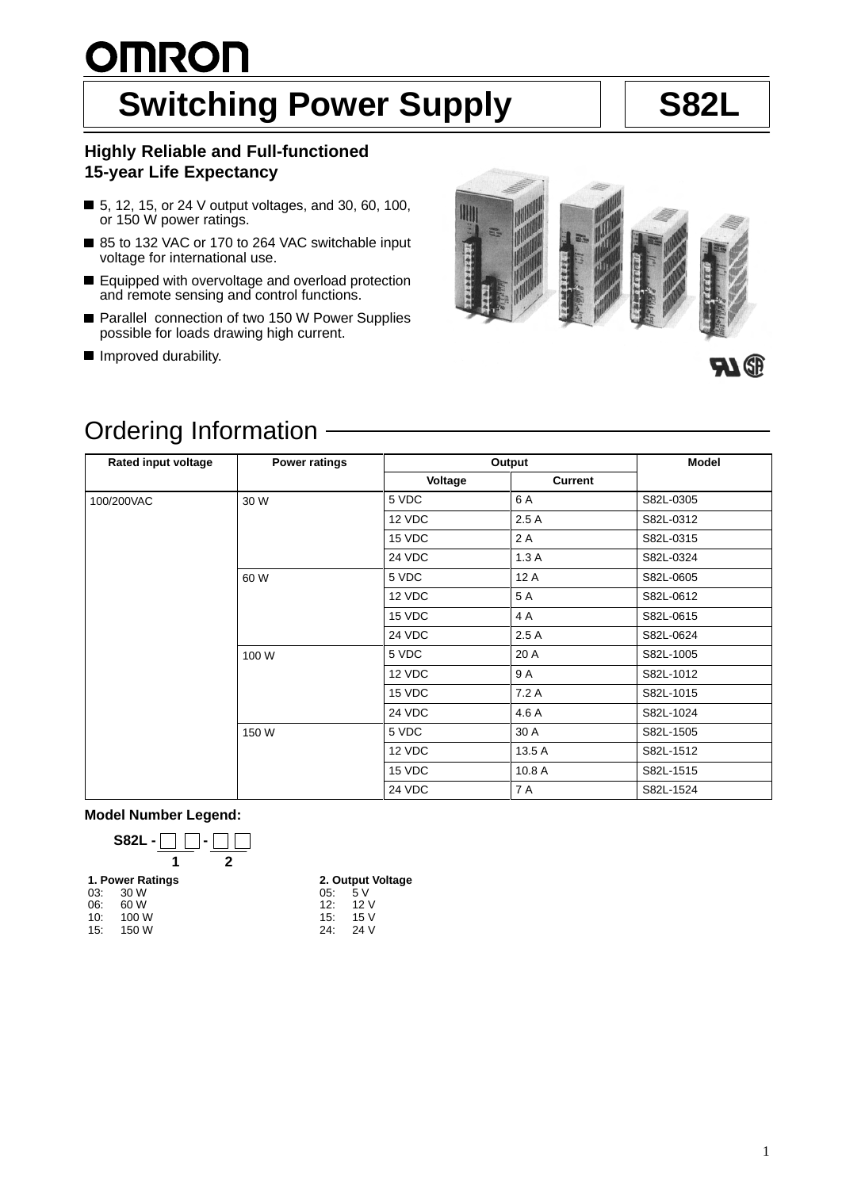# OMRON

# Switching Power Supply S82L

### Highly Reliable and Full-functioned 15-year Life Expectancy

- 5, 12, 15, or 24 V output voltages, and 30, 60, 100, or 150 W power ratings.
- 85 to 132 VAC or 170 to 264 VAC switchable input voltage for international use.
- Equipped with overvoltage and overload protection and remote sensing and control functions.
- Parallel connection of two 150 W Power Supplies possible for loads drawing high current.
- Improved durability.

## Ordering Information

| Rated input voltage | Power ratings | Output | | Model |
|---|---|---|---|---|
| | | Voltage | Current | |
| 100/200VAC | 30 W | 5 VDC | 6 A | S82L-0305 |
| | | 12 VDC | 2.5 A | S82L-0312 |
| | | 15 VDC | 2 A | S82L-0315 |
| | | 24 VDC | 1.3 A | S82L-0324 |
| | 60 W | 5 VDC | 12 A | S82L-0605 |
| | | 12 VDC | 5 A | S82L-0612 |
| | | 15 VDC | 4 A | S82L-0615 |
| | | 24 VDC | 2.5 A | S82L-0624 |
| | 100 W | 5 VDC | 20 A | S82L-1005 |
| | | 12 VDC | 9 A | S82L-1012 |
| | | 15 VDC | 7.2 A | S82L-1015 |
| | | 24 VDC | 4.6 A | S82L-1024 |
| | 150 W | 5 VDC | 30 A | S82L-1505 |
| | | 12 VDC | 13.5 A | S82L-1512 |
| | | 15 VDC | 10.8 A | S82L-1515 |
| | | 24 VDC | 7 A | S82L-1524 |

### Model Number Legend:

**S82L - □□ - □□**
1 2

**1. Power Ratings**
03: 30 W
06: 60 W
10: 100 W
15: 150 W

**2. Output Voltage**
05: 5 V
12: 12 V
15: 15 V
24: 24 V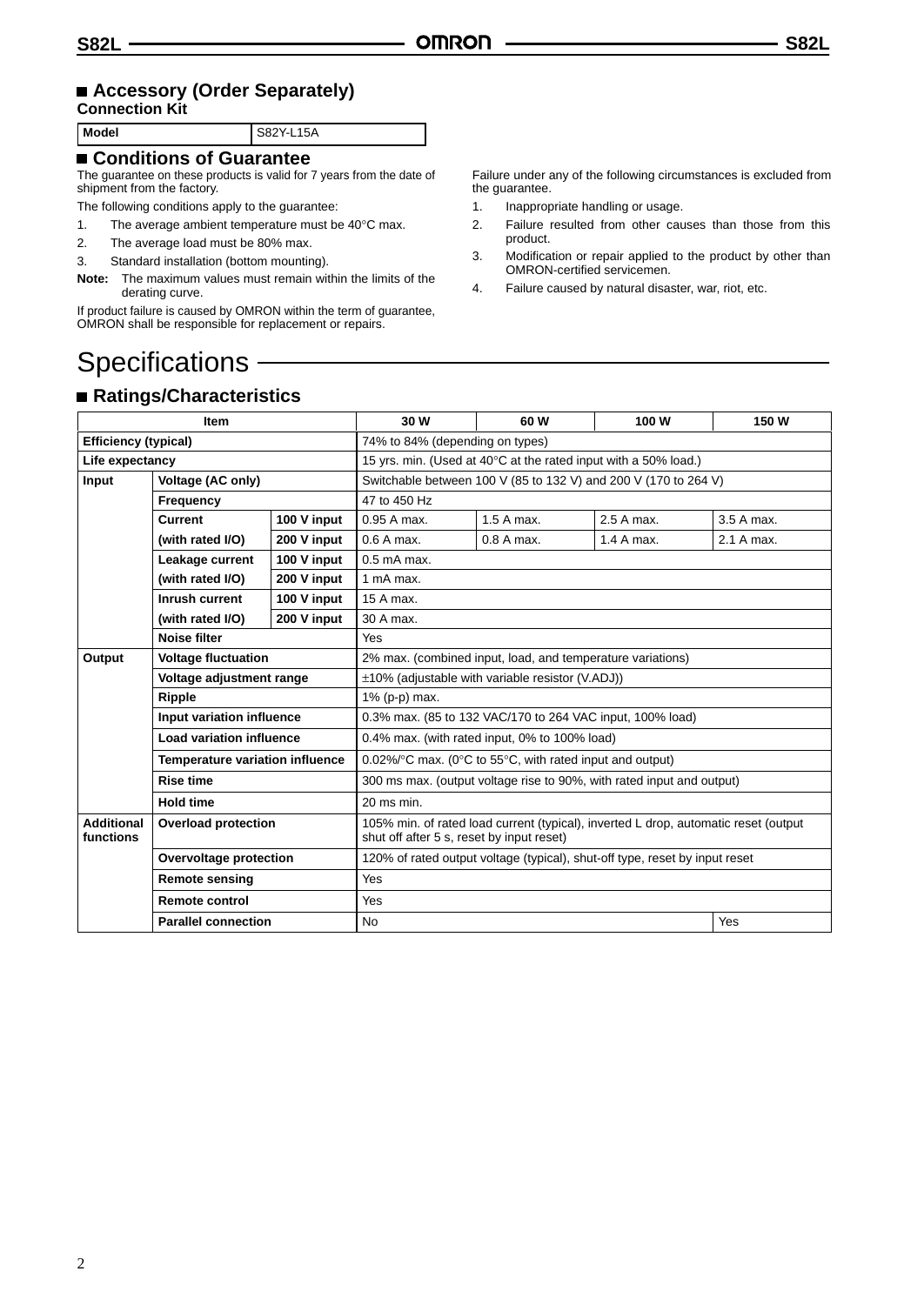## ■ Accessory (Order Separately)

**Connection Kit**

| Model | S82Y-L15A |
|---|---|

## ■ Conditions of Guarantee

The guarantee on these products is valid for 7 years from the date of shipment from the factory.

The following conditions apply to the guarantee:

1. The average ambient temperature must be 40°C max.
2. The average load must be 80% max.
3. Standard installation (bottom mounting).

**Note:** The maximum values must remain within the limits of the derating curve.

If product failure is caused by OMRON within the term of guarantee, OMRON shall be responsible for replacement or repairs.

Failure under any of the following circumstances is excluded from the guarantee.

1. Inappropriate handling or usage.
2. Failure resulted from other causes than those from this product.
3. Modification or repair applied to the product by other than OMRON-certified servicemen.
4. Failure caused by natural disaster, war, riot, etc.

# Specifications

## ■ Ratings/Characteristics

| Item | | | 30 W | 60 W | 100 W | 150 W |
|---|---|---|---|---|---|---|
| **Efficiency (typical)** | | | 74% to 84% (depending on types) | | | |
| **Life expectancy** | | | 15 yrs. min. (Used at 40°C at the rated input with a 50% load.) | | | |
| **Input** | **Voltage (AC only)** | | Switchable between 100 V (85 to 132 V) and 200 V (170 to 264 V) | | | |
| | **Frequency** | | 47 to 450 Hz | | | |
| | **Current (with rated I/O)** | **100 V input** | 0.95 A max. | 1.5 A max. | 2.5 A max. | 3.5 A max. |
| | | **200 V input** | 0.6 A max. | 0.8 A max. | 1.4 A max. | 2.1 A max. |
| | **Leakage current (with rated I/O)** | **100 V input** | 0.5 mA max. | | | |
| | | **200 V input** | 1 mA max. | | | |
| | **Inrush current (with rated I/O)** | **100 V input** | 15 A max. | | | |
| | | **200 V input** | 30 A max. | | | |
| | **Noise filter** | | Yes | | | |
| **Output** | **Voltage fluctuation** | | 2% max. (combined input, load, and temperature variations) | | | |
| | **Voltage adjustment range** | | ±10% (adjustable with variable resistor (V.ADJ)) | | | |
| | **Ripple** | | 1% (p-p) max. | | | |
| | **Input variation influence** | | 0.3% max. (85 to 132 VAC/170 to 264 VAC input, 100% load) | | | |
| | **Load variation influence** | | 0.4% max. (with rated input, 0% to 100% load) | | | |
| | **Temperature variation influence** | | 0.02%/°C max. (0°C to 55°C, with rated input and output) | | | |
| | **Rise time** | | 300 ms max. (output voltage rise to 90%, with rated input and output) | | | |
| | **Hold time** | | 20 ms min. | | | |
| **Additional functions** | **Overload protection** | | 105% min. of rated load current (typical), inverted L drop, automatic reset (output shut off after 5 s, reset by input reset) | | | |
| | **Overvoltage protection** | | 120% of rated output voltage (typical), shut-off type, reset by input reset | | | |
| | **Remote sensing** | | Yes | | | |
| | **Remote control** | | Yes | | | |
| | **Parallel connection** | | No | | | Yes |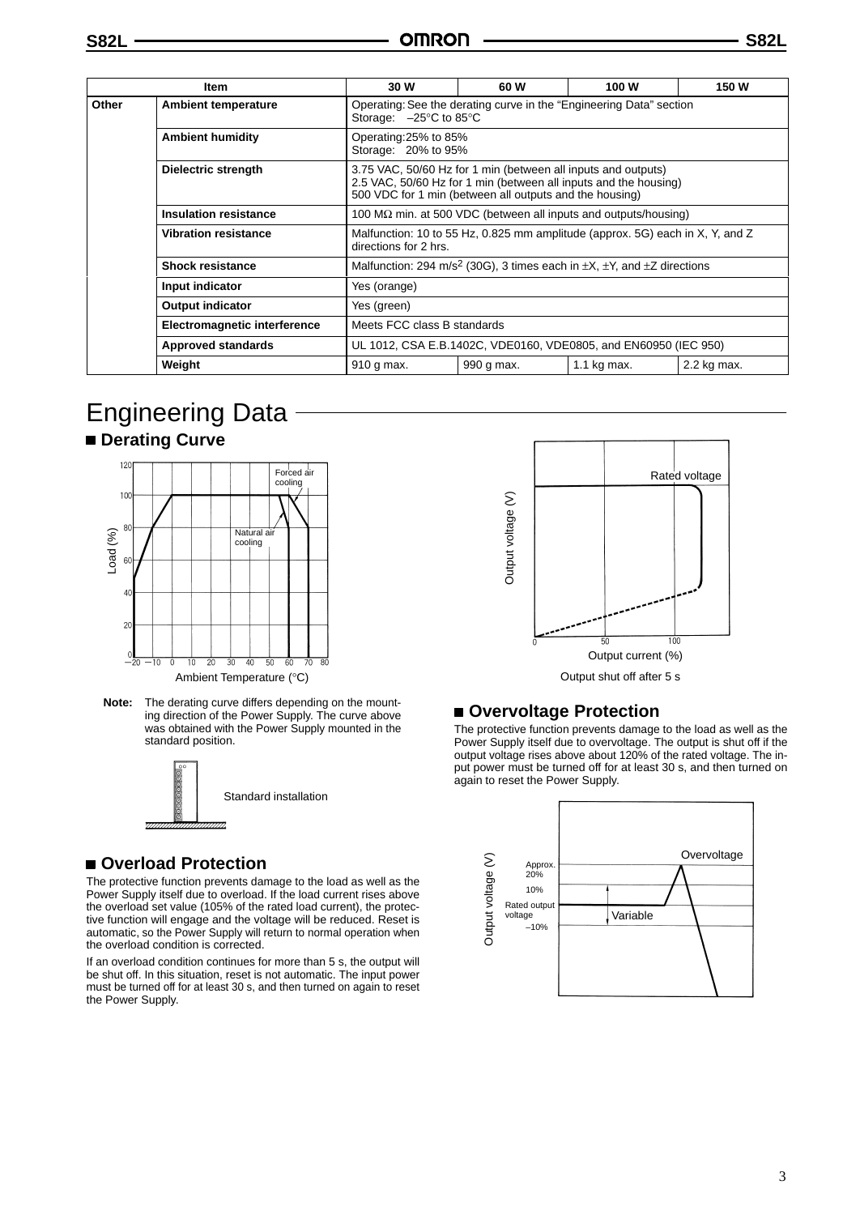| Item | | 30 W | 60 W | 100 W | 150 W |
|---|---|---|---|---|---|
| Other | Ambient temperature | Operating: See the derating curve in the "Engineering Data" section<br>Storage: –25°C to 85°C | | | |
| | Ambient humidity | Operating: 25% to 85%<br>Storage: 20% to 95% | | | |
| | Dielectric strength | 3.75 VAC, 50/60 Hz for 1 min (between all inputs and outputs)<br>2.5 VAC, 50/60 Hz for 1 min (between all inputs and the housing)<br>500 VDC for 1 min (between all outputs and the housing) | | | |
| | Insulation resistance | 100 MΩ min. at 500 VDC (between all inputs and outputs/housing) | | | |
| | Vibration resistance | Malfunction: 10 to 55 Hz, 0.825 mm amplitude (approx. 5G) each in X, Y, and Z directions for 2 hrs. | | | |
| | Shock resistance | Malfunction: 294 $m/s^2$ (30G), 3 times each in ±X, ±Y, and ±Z directions | | | |
| | Input indicator | Yes (orange) | | | |
| | Output indicator | Yes (green) | | | |
| | Electromagnetic interference | Meets FCC class B standards | | | |
| | Approved standards | UL 1012, CSA E.B.1402C, VDE0160, VDE0805, and EN60950 (IEC 950) | | | |
| | Weight | 910 g max. | 990 g max. | 1.1 kg max. | 2.2 kg max. |

# Engineering Data

## ■ Derating Curve

Load (%) vs. Ambient Temperature (°C) — Forced air cooling; Natural air cooling

**Note:** The derating curve differs depending on the mounting direction of the Power Supply. The curve above was obtained with the Power Supply mounted in the standard position.

Standard installation

## ■ Overload Protection

The protective function prevents damage to the load as well as the Power Supply itself due to overload. If the load current rises above the overload set value (105% of the rated load current), the protective function will engage and the voltage will be reduced. Reset is automatic, so the Power Supply will return to normal operation when the overload condition is corrected.

If an overload condition continues for more than 5 s, the output will be shut off. In this situation, reset is not automatic. The input power must be turned off for at least 30 s, and then turned on again to reset the Power Supply.

Output voltage (V) vs. Output current (%) — Rated voltage

Output shut off after 5 s

## ■ Overvoltage Protection

The protective function prevents damage to the load as well as the Power Supply itself due to overvoltage. The output is shut off if the output voltage rises above about 120% of the rated voltage. The input power must be turned off for at least 30 s, and then turned on again to reset the Power Supply.

Output voltage (V) — Approx. 20%; 10%; Rated output voltage; –10%; Variable; Overvoltage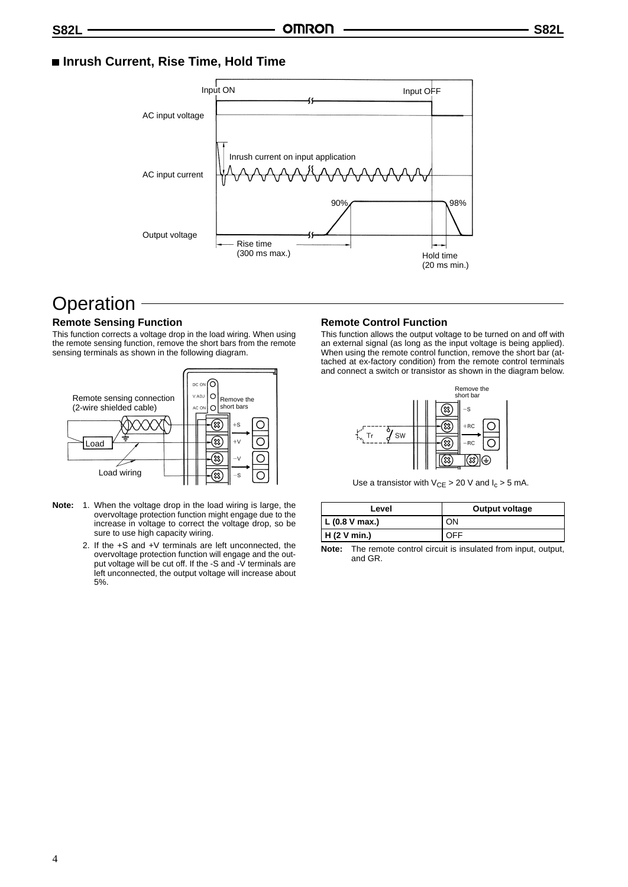## Inrush Current, Rise Time, Hold Time

# Operation

### Remote Sensing Function

This function corrects a voltage drop in the load wiring. When using the remote sensing function, remove the short bars from the remote sensing terminals as shown in the following diagram.

**Note:**
1. When the voltage drop in the load wiring is large, the overvoltage protection function might engage due to the increase in voltage to correct the voltage drop, so be sure to use high capacity wiring.
2. If the +S and +V terminals are left unconnected, the overvoltage protection function will engage and the output voltage will be cut off. If the -S and -V terminals are left unconnected, the output voltage will increase about 5%.

### Remote Control Function

This function allows the output voltage to be turned on and off with an external signal (as long as the input voltage is being applied). When using the remote control function, remove the short bar (attached at ex-factory condition) from the remote control terminals and connect a switch or transistor as shown in the diagram below.

Use a transistor with $V_{CE}$ > 20 V and $I_c$ > 5 mA.

| Level | Output voltage |
|---|---|
| L (0.8 V max.) | ON |
| H (2 V min.) | OFF |

**Note:** The remote control circuit is insulated from input, output, and GR.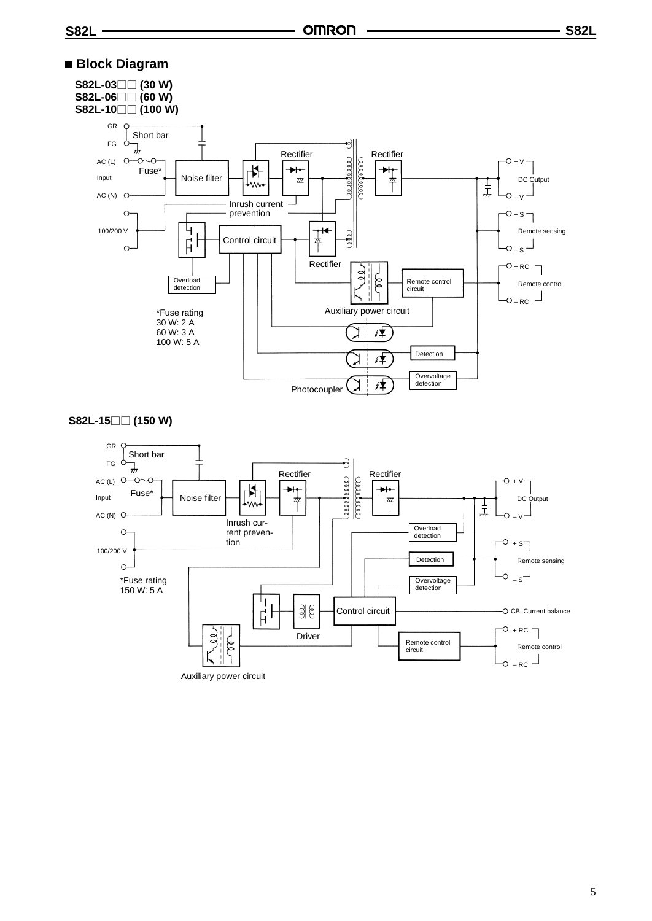## ■ Block Diagram

**S82L-03□□ (30 W)**
**S82L-06□□ (60 W)**
**S82L-10□□ (100 W)**

GR
Short bar
FG
AC (L)
Fuse*
Input
AC (N)
100/200 V
Noise filter
Rectifier
Rectifier
Inrush current prevention
Control circuit
Rectifier
Overload detection
Remote control circuit
Auxiliary power circuit
Detection
Overvoltage detection
Photocoupler
+ V
DC Output
– V
+ S
Remote sensing
– S
+ RC
Remote control
– RC

*Fuse rating
30 W: 2 A
60 W: 3 A
100 W: 5 A

**S82L-15□□ (150 W)**

GR
Short bar
FG
AC (L)
Fuse*
Input
AC (N)
100/200 V
Noise filter
Rectifier
Rectifier
Inrush current prevention
Overload detection
Detection
Overvoltage detection
Driver
Control circuit
Remote control circuit
Auxiliary power circuit
+ V
DC Output
– V
+ S
Remote sensing
– S
CB Current balance
+ RC
Remote control
– RC

*Fuse rating
150 W: 5 A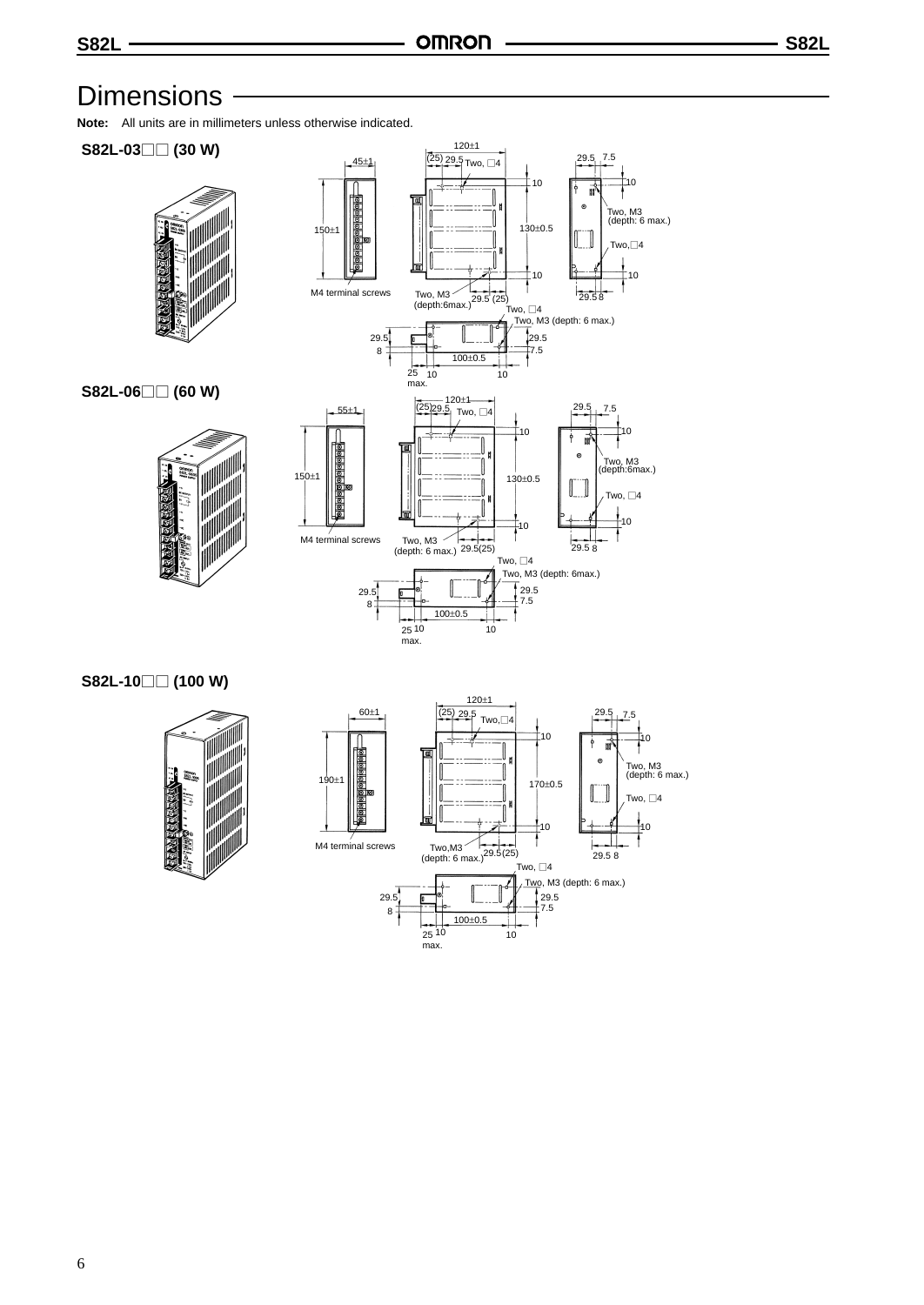# Dimensions

**Note:** All units are in millimeters unless otherwise indicated.

## S82L-03□□ (30 W)

45±1

150±1

M4 terminal screws

120±1

(25) 29.5 Two, □4

10

130±0.5

10

Two, M3 (depth:6max.)

29.5 (25)

29.5 7.5

10

Two, M3 (depth: 6 max.)

Two,□4

10

29.5 8

Two, □4

Two, M3 (depth: 6 max.)

29.5

8

29.5

7.5

100±0.5

25 max. 10

10

## S82L-06□□ (60 W)

55±1

150±1

M4 terminal screws

120±1

(25) 29.5 Two, □4

10

130±0.5

10

Two, M3 (depth: 6 max.)

29.5(25)

29.5 7.5

10

Two, M3 (depth:6max.)

Two, □4

10

29.5 8

Two, □4

Two, M3 (depth: 6max.)

29.5

8

29.5

7.5

100±0.5

25 max. 10

10

## S82L-10□□ (100 W)

60±1

190±1

M4 terminal screws

120±1

(25) 29.5 Two,□4

10

170±0.5

10

Two,M3 (depth: 6 max.)

29.5(25)

29.5 7.5

10

Two, M3 (depth: 6 max.)

Two, □4

10

29.5 8

Two, □4

Two, M3 (depth: 6 max.)

29.5

8

29.5

7.5

100±0.5

25 max. 10

10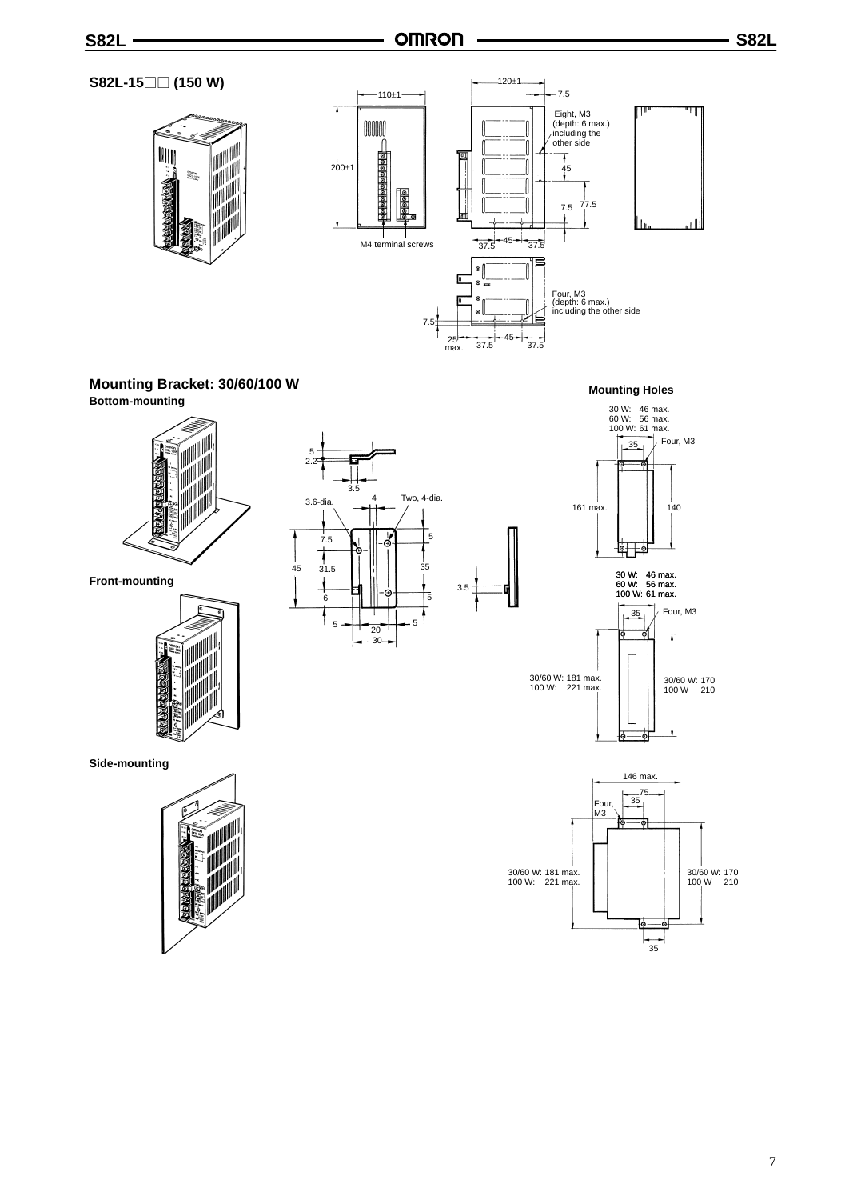## S82L-15□□ (150 W)

110±1

200±1

M4 terminal screws

120±1

7.5

Eight, M3 (depth: 6 max.) including the other side

45

77.5

7.5

37.5 45 37.5

Four, M3 (depth: 6 max.) including the other side

7.5

25 max.

37.5 45 37.5

## Mounting Bracket: 30/60/100 W

### Bottom-mounting

5

2.2

3.5

3.6-dia.

4

Two, 4-dia.

7.5

5

45

31.5

35

6

5

3.5

5 5

20

30

### Front-mounting

### Side-mounting

### Mounting Holes

30 W: 46 max.
60 W: 56 max.
100 W: 61 max.

35

Four, M3

161 max.

140

30 W: 46 max.
60 W: 56 max.
100 W: 61 max.

35

Four, M3

30/60 W: 181 max.
100 W: 221 max.

30/60 W: 170
100 W 210

146 max.

75

35

Four, M3

30/60 W: 181 max.
100 W: 221 max.

30/60 W: 170
100 W 210

35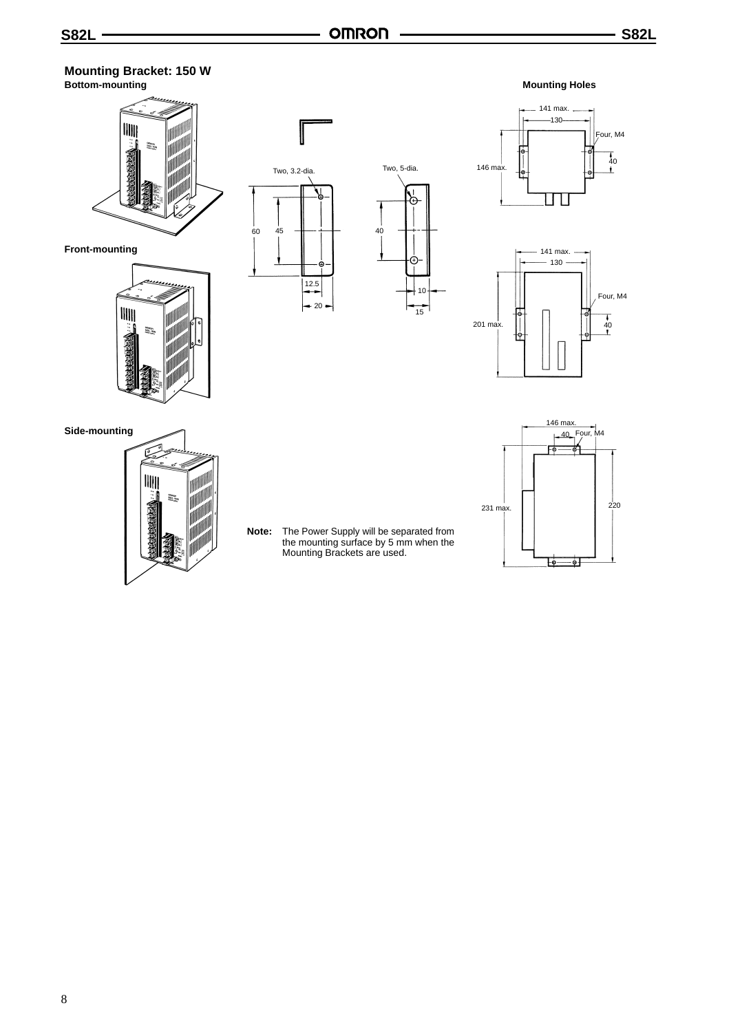## Mounting Bracket: 150 W

**Bottom-mounting**

**Mounting Holes**

141 max.

130

Four, M4

146 max.

40

Two, 3.2-dia.

Two, 5-dia.

60

45

40

12.5

20

10

15

**Front-mounting**

141 max.

130

Four, M4

201 max.

40

**Side-mounting**

146 max.

40

Four, M4

231 max.

220

**Note:** The Power Supply will be separated from the mounting surface by 5 mm when the Mounting Brackets are used.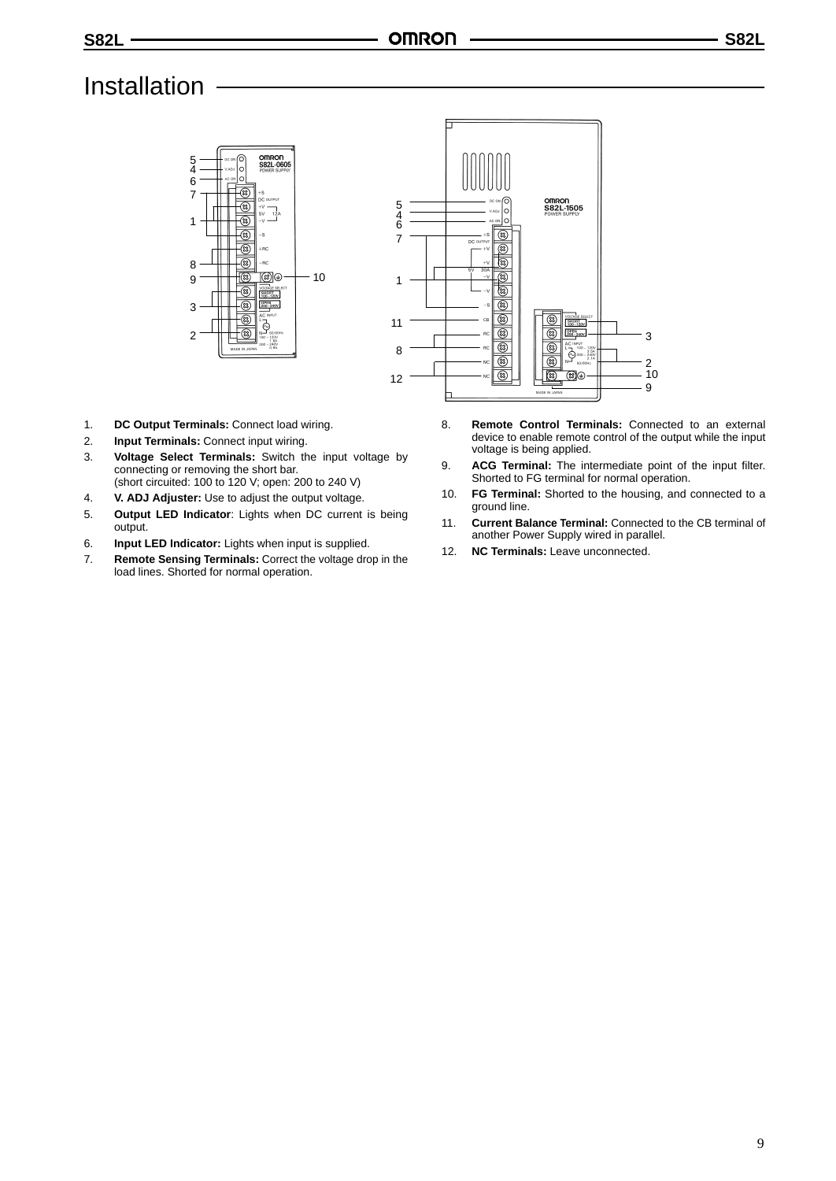# Installation

1. **DC Output Terminals:** Connect load wiring.
2. **Input Terminals:** Connect input wiring.
3. **Voltage Select Terminals:** Switch the input voltage by connecting or removing the short bar.
   (short circuited: 100 to 120 V; open: 200 to 240 V)
4. **V. ADJ Adjuster:** Use to adjust the output voltage.
5. **Output LED Indicator**: Lights when DC current is being output.
6. **Input LED Indicator:** Lights when input is supplied.
7. **Remote Sensing Terminals:** Correct the voltage drop in the load lines. Shorted for normal operation.
8. **Remote Control Terminals:** Connected to an external device to enable remote control of the output while the input voltage is being applied.
9. **ACG Terminal:** The intermediate point of the input filter. Shorted to FG terminal for normal operation.
10. **FG Terminal:** Shorted to the housing, and connected to a ground line.
11. **Current Balance Terminal:** Connected to the CB terminal of another Power Supply wired in parallel.
12. **NC Terminals:** Leave unconnected.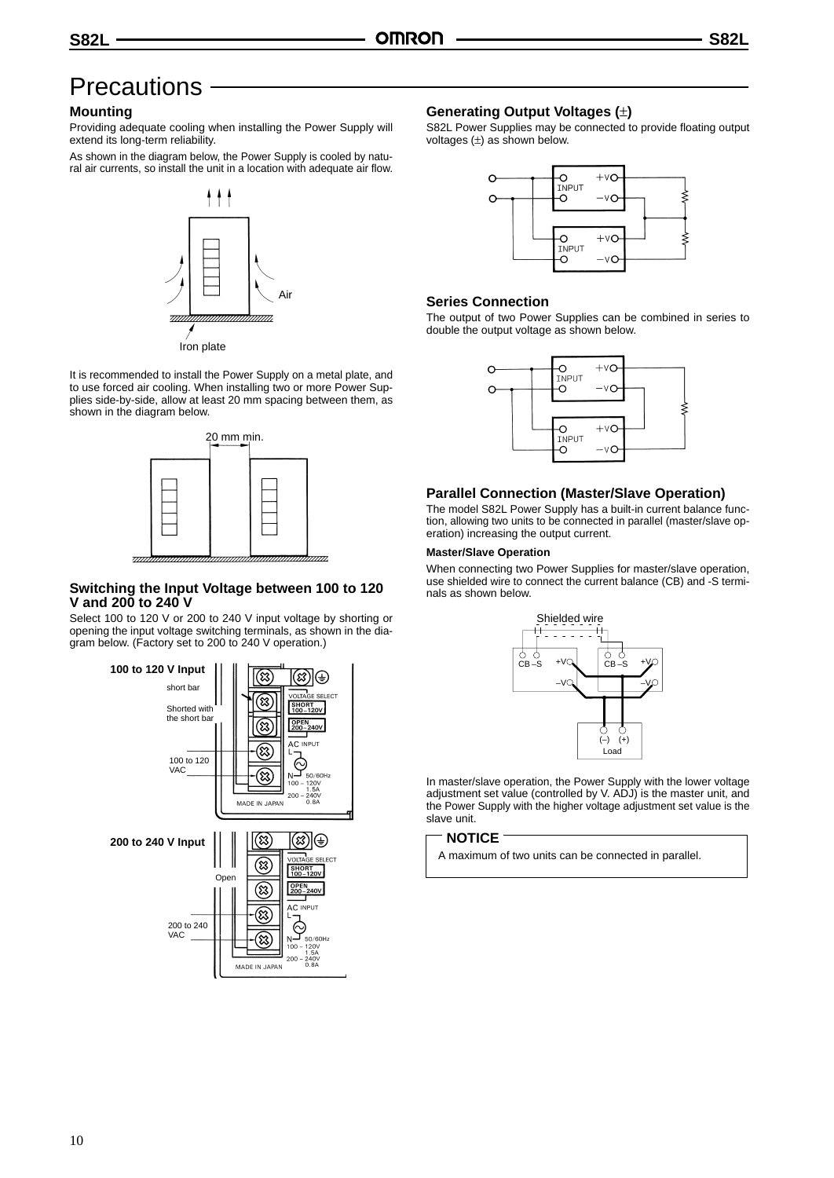# Precautions

## Mounting

Providing adequate cooling when installing the Power Supply will extend its long-term reliability.

As shown in the diagram below, the Power Supply is cooled by natural air currents, so install the unit in a location with adequate air flow.

Air

Iron plate

It is recommended to install the Power Supply on a metal plate, and to use forced air cooling. When installing two or more Power Supplies side-by-side, allow at least 20 mm spacing between them, as shown in the diagram below.

20 mm min.

## Switching the Input Voltage between 100 to 120 V and 200 to 240 V

Select 100 to 120 V or 200 to 240 V input voltage by shorting or opening the input voltage switching terminals, as shown in the diagram below. (Factory set to 200 to 240 V operation.)

**100 to 120 V Input**

short bar

Shorted with the short bar

100 to 120 VAC

**200 to 240 V Input**

Open

200 to 240 VAC

## Generating Output Voltages (±)

S82L Power Supplies may be connected to provide floating output voltages (±) as shown below.

## Series Connection

The output of two Power Supplies can be combined in series to double the output voltage as shown below.

## Parallel Connection (Master/Slave Operation)

The model S82L Power Supply has a built-in current balance function, allowing two units to be connected in parallel (master/slave operation) increasing the output current.

### Master/Slave Operation

When connecting two Power Supplies for master/slave operation, use shielded wire to connect the current balance (CB) and -S terminals as shown below.

Shielded wire

Load

In master/slave operation, the Power Supply with the lower voltage adjustment set value (controlled by V. ADJ) is the master unit, and the Power Supply with the higher voltage adjustment set value is the slave unit.

**NOTICE**

A maximum of two units can be connected in parallel.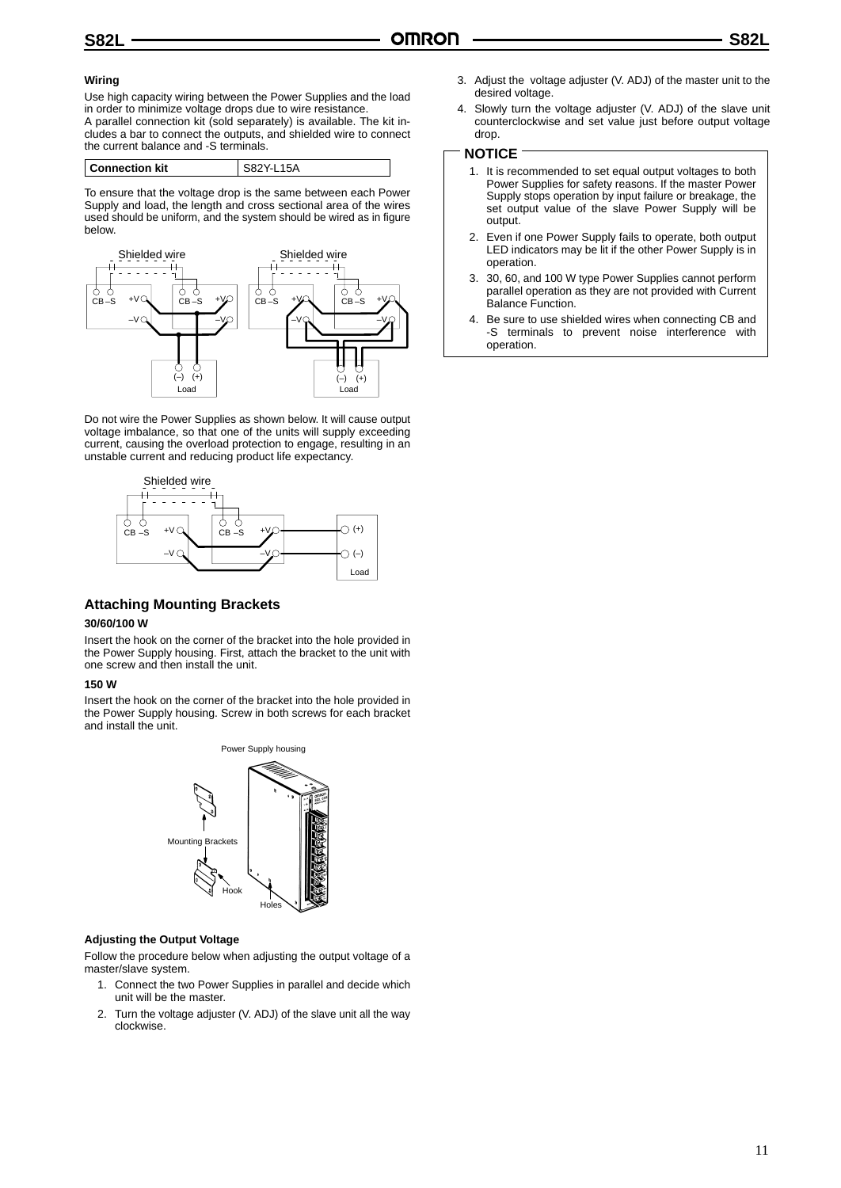### Wiring

Use high capacity wiring between the Power Supplies and the load in order to minimize voltage drops due to wire resistance.
A parallel connection kit (sold separately) is available. The kit includes a bar to connect the outputs, and shielded wire to connect the current balance and -S terminals.

| Connection kit | S82Y-L15A |
|---|---|

To ensure that the voltage drop is the same between each Power Supply and load, the length and cross sectional area of the wires used should be uniform, and the system should be wired as in figure below.

Do not wire the Power Supplies as shown below. It will cause output voltage imbalance, so that one of the units will supply exceeding current, causing the overload protection to engage, resulting in an unstable current and reducing product life expectancy.

## Attaching Mounting Brackets

#### 30/60/100 W

Insert the hook on the corner of the bracket into the hole provided in the Power Supply housing. First, attach the bracket to the unit with one screw and then install the unit.

#### 150 W

Insert the hook on the corner of the bracket into the hole provided in the Power Supply housing. Screw in both screws for each bracket and install the unit.

### Adjusting the Output Voltage

Follow the procedure below when adjusting the output voltage of a master/slave system.

1. Connect the two Power Supplies in parallel and decide which unit will be the master.
2. Turn the voltage adjuster (V. ADJ) of the slave unit all the way clockwise.
3. Adjust the voltage adjuster (V. ADJ) of the master unit to the desired voltage.
4. Slowly turn the voltage adjuster (V. ADJ) of the slave unit counterclockwise and set value just before output voltage drop.

**NOTICE**

1. It is recommended to set equal output voltages to both Power Supplies for safety reasons. If the master Power Supply stops operation by input failure or breakage, the set output value of the slave Power Supply will be output.
2. Even if one Power Supply fails to operate, both output LED indicators may be lit if the other Power Supply is in operation.
3. 30, 60, and 100 W type Power Supplies cannot perform parallel operation as they are not provided with Current Balance Function.
4. Be sure to use shielded wires when connecting CB and -S terminals to prevent noise interference with operation.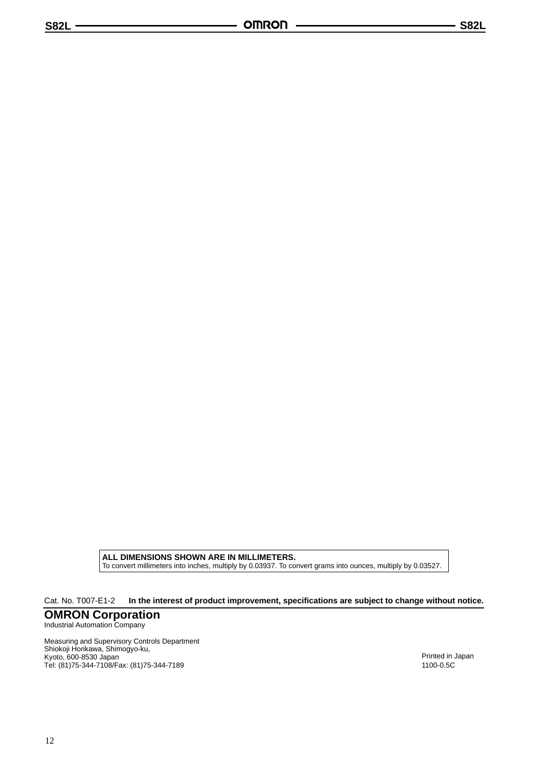**ALL DIMENSIONS SHOWN ARE IN MILLIMETERS.**
To convert millimeters into inches, multiply by 0.03937. To convert grams into ounces, multiply by 0.03527.

Cat. No. T007-E1-2 **In the interest of product improvement, specifications are subject to change without notice.**

## OMRON Corporation

Industrial Automation Company

Measuring and Supervisory Controls Department
Shiokoji Horikawa, Shimogyo-ku,
Kyoto, 600-8530 Japan
Tel: (81)75-344-7108/Fax: (81)75-344-7189

Printed in Japan
1100-0.5C